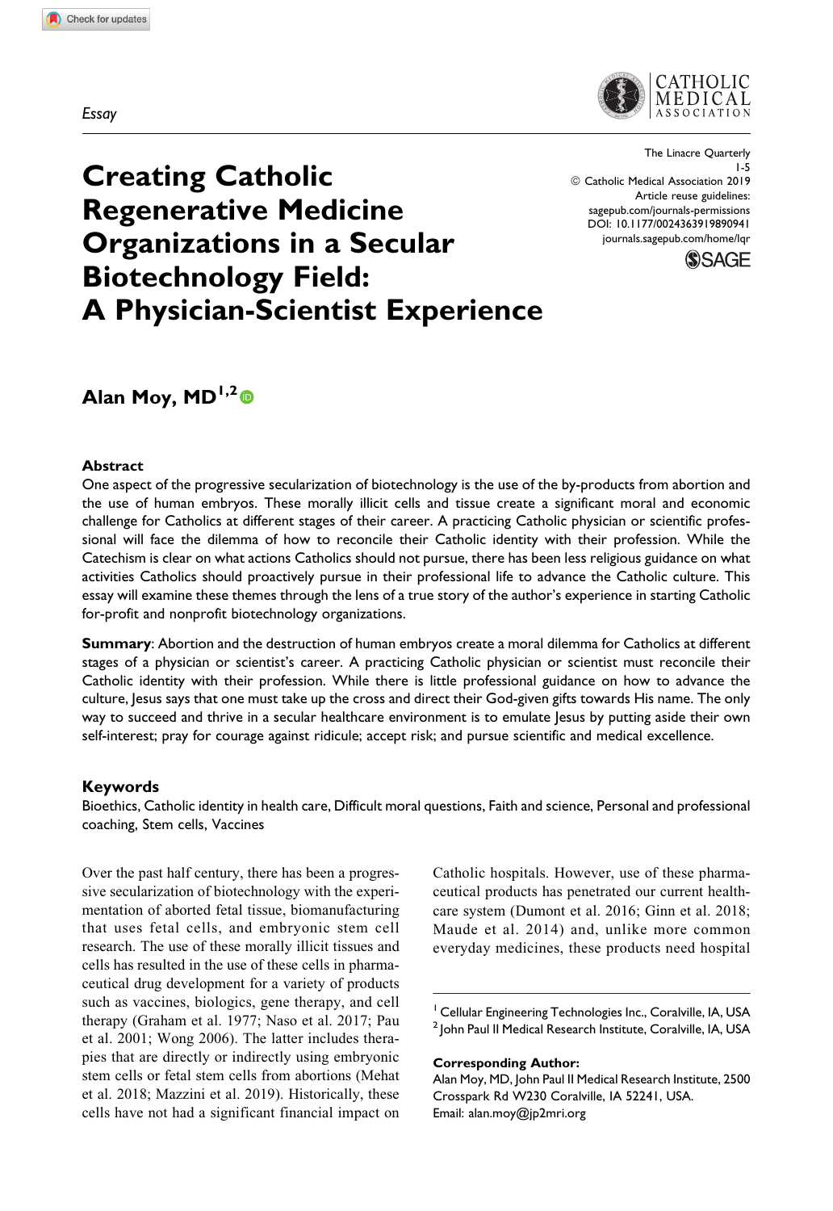*Essay*

The Linacre Quarterly
© Catholic Medical Association 2019
Article reuse guidelines:
sagepub.com/journals-permissions
DOI: 10.1177/0024363919890941
journals.sagepub.com/home/lqr

# Creating Catholic Regenerative Medicine Organizations in a Secular Biotechnology Field: A Physician-Scientist Experience

**Alan Moy, MD[1,2]**

### Abstract

One aspect of the progressive secularization of biotechnology is the use of the by-products from abortion and the use of human embryos. These morally illicit cells and tissue create a significant moral and economic challenge for Catholics at different stages of their career. A practicing Catholic physician or scientific professional will face the dilemma of how to reconcile their Catholic identity with their profession. While the Catechism is clear on what actions Catholics should not pursue, there has been less religious guidance on what activities Catholics should proactively pursue in their professional life to advance the Catholic culture. This essay will examine these themes through the lens of a true story of the author's experience in starting Catholic for-profit and nonprofit biotechnology organizations.

**Summary**: Abortion and the destruction of human embryos create a moral dilemma for Catholics at different stages of a physician or scientist's career. A practicing Catholic physician or scientist must reconcile their Catholic identity with their profession. While there is little professional guidance on how to advance the culture, Jesus says that one must take up the cross and direct their God-given gifts towards His name. The only way to succeed and thrive in a secular healthcare environment is to emulate Jesus by putting aside their own self-interest; pray for courage against ridicule; accept risk; and pursue scientific and medical excellence.

### Keywords

Bioethics, Catholic identity in health care, Difficult moral questions, Faith and science, Personal and professional coaching, Stem cells, Vaccines

Over the past half century, there has been a progressive secularization of biotechnology with the experimentation of aborted fetal tissue, biomanufacturing that uses fetal cells, and embryonic stem cell research. The use of these morally illicit tissues and cells has resulted in the use of these cells in pharmaceutical drug development for a variety of products such as vaccines, biologics, gene therapy, and cell therapy (Graham et al. 1977; Naso et al. 2017; Pau et al. 2001; Wong 2006). The latter includes therapies that are directly or indirectly using embryonic stem cells or fetal stem cells from abortions (Mehat et al. 2018; Mazzini et al. 2019). Historically, these cells have not had a significant financial impact on Catholic hospitals. However, use of these pharmaceutical products has penetrated our current healthcare system (Dumont et al. 2016; Ginn et al. 2018; Maude et al. 2014) and, unlike more common everyday medicines, these products need hospital

[1] Cellular Engineering Technologies Inc., Coralville, IA, USA
[2] John Paul II Medical Research Institute, Coralville, IA, USA

**Corresponding Author:**
Alan Moy, MD, John Paul II Medical Research Institute, 2500 Crosspark Rd W230 Coralville, IA 52241, USA.
Email: alan.moy@jp2mri.org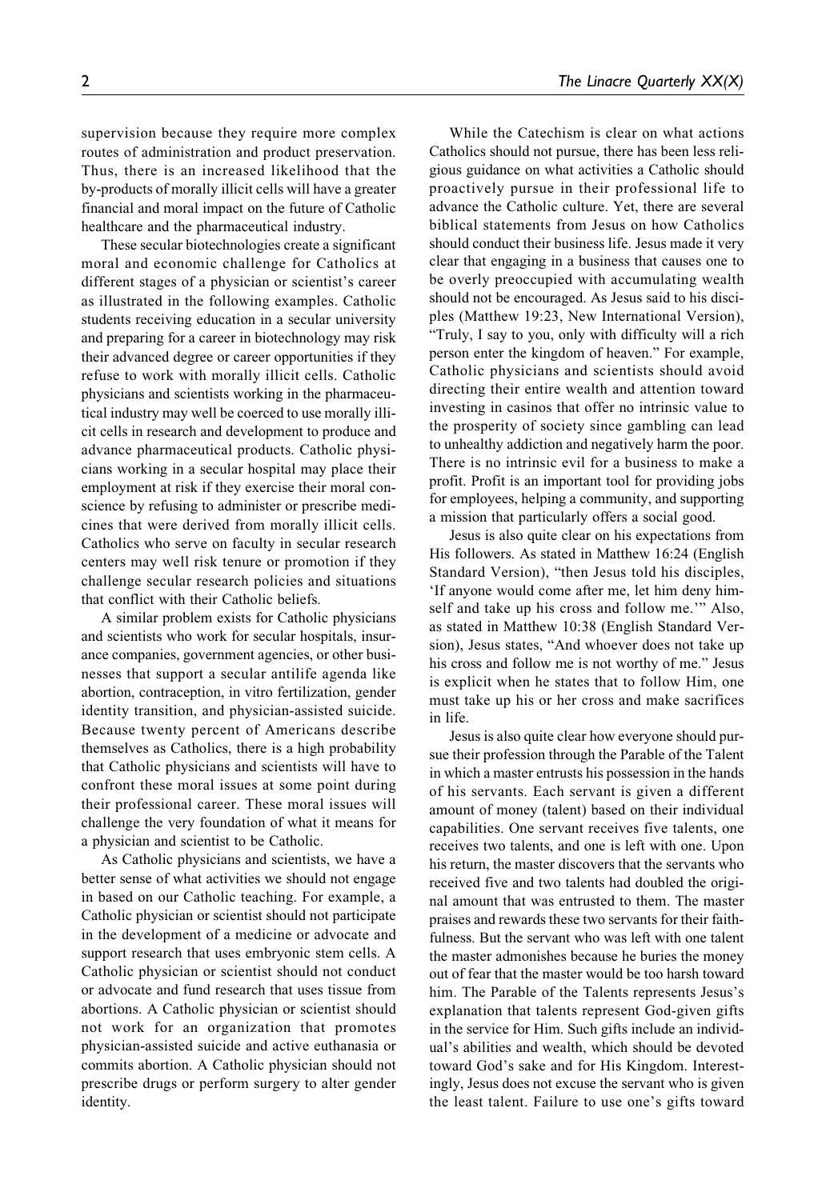supervision because they require more complex routes of administration and product preservation. Thus, there is an increased likelihood that the by-products of morally illicit cells will have a greater financial and moral impact on the future of Catholic healthcare and the pharmaceutical industry.

These secular biotechnologies create a significant moral and economic challenge for Catholics at different stages of a physician or scientist's career as illustrated in the following examples. Catholic students receiving education in a secular university and preparing for a career in biotechnology may risk their advanced degree or career opportunities if they refuse to work with morally illicit cells. Catholic physicians and scientists working in the pharmaceutical industry may well be coerced to use morally illicit cells in research and development to produce and advance pharmaceutical products. Catholic physicians working in a secular hospital may place their employment at risk if they exercise their moral conscience by refusing to administer or prescribe medicines that were derived from morally illicit cells. Catholics who serve on faculty in secular research centers may well risk tenure or promotion if they challenge secular research policies and situations that conflict with their Catholic beliefs.

A similar problem exists for Catholic physicians and scientists who work for secular hospitals, insurance companies, government agencies, or other businesses that support a secular antilife agenda like abortion, contraception, in vitro fertilization, gender identity transition, and physician-assisted suicide. Because twenty percent of Americans describe themselves as Catholics, there is a high probability that Catholic physicians and scientists will have to confront these moral issues at some point during their professional career. These moral issues will challenge the very foundation of what it means for a physician and scientist to be Catholic.

As Catholic physicians and scientists, we have a better sense of what activities we should not engage in based on our Catholic teaching. For example, a Catholic physician or scientist should not participate in the development of a medicine or advocate and support research that uses embryonic stem cells. A Catholic physician or scientist should not conduct or advocate and fund research that uses tissue from abortions. A Catholic physician or scientist should not work for an organization that promotes physician-assisted suicide and active euthanasia or commits abortion. A Catholic physician should not prescribe drugs or perform surgery to alter gender identity.

While the Catechism is clear on what actions Catholics should not pursue, there has been less religious guidance on what activities a Catholic should proactively pursue in their professional life to advance the Catholic culture. Yet, there are several biblical statements from Jesus on how Catholics should conduct their business life. Jesus made it very clear that engaging in a business that causes one to be overly preoccupied with accumulating wealth should not be encouraged. As Jesus said to his disciples (Matthew 19:23, New International Version), "Truly, I say to you, only with difficulty will a rich person enter the kingdom of heaven." For example, Catholic physicians and scientists should avoid directing their entire wealth and attention toward investing in casinos that offer no intrinsic value to the prosperity of society since gambling can lead to unhealthy addiction and negatively harm the poor. There is no intrinsic evil for a business to make a profit. Profit is an important tool for providing jobs for employees, helping a community, and supporting a mission that particularly offers a social good.

Jesus is also quite clear on his expectations from His followers. As stated in Matthew 16:24 (English Standard Version), "then Jesus told his disciples, 'If anyone would come after me, let him deny himself and take up his cross and follow me.'" Also, as stated in Matthew 10:38 (English Standard Version), Jesus states, "And whoever does not take up his cross and follow me is not worthy of me." Jesus is explicit when he states that to follow Him, one must take up his or her cross and make sacrifices in life.

Jesus is also quite clear how everyone should pursue their profession through the Parable of the Talent in which a master entrusts his possession in the hands of his servants. Each servant is given a different amount of money (talent) based on their individual capabilities. One servant receives five talents, one receives two talents, and one is left with one. Upon his return, the master discovers that the servants who received five and two talents had doubled the original amount that was entrusted to them. The master praises and rewards these two servants for their faithfulness. But the servant who was left with one talent the master admonishes because he buries the money out of fear that the master would be too harsh toward him. The Parable of the Talents represents Jesus's explanation that talents represent God-given gifts in the service for Him. Such gifts include an individual's abilities and wealth, which should be devoted toward God's sake and for His Kingdom. Interestingly, Jesus does not excuse the servant who is given the least talent. Failure to use one's gifts toward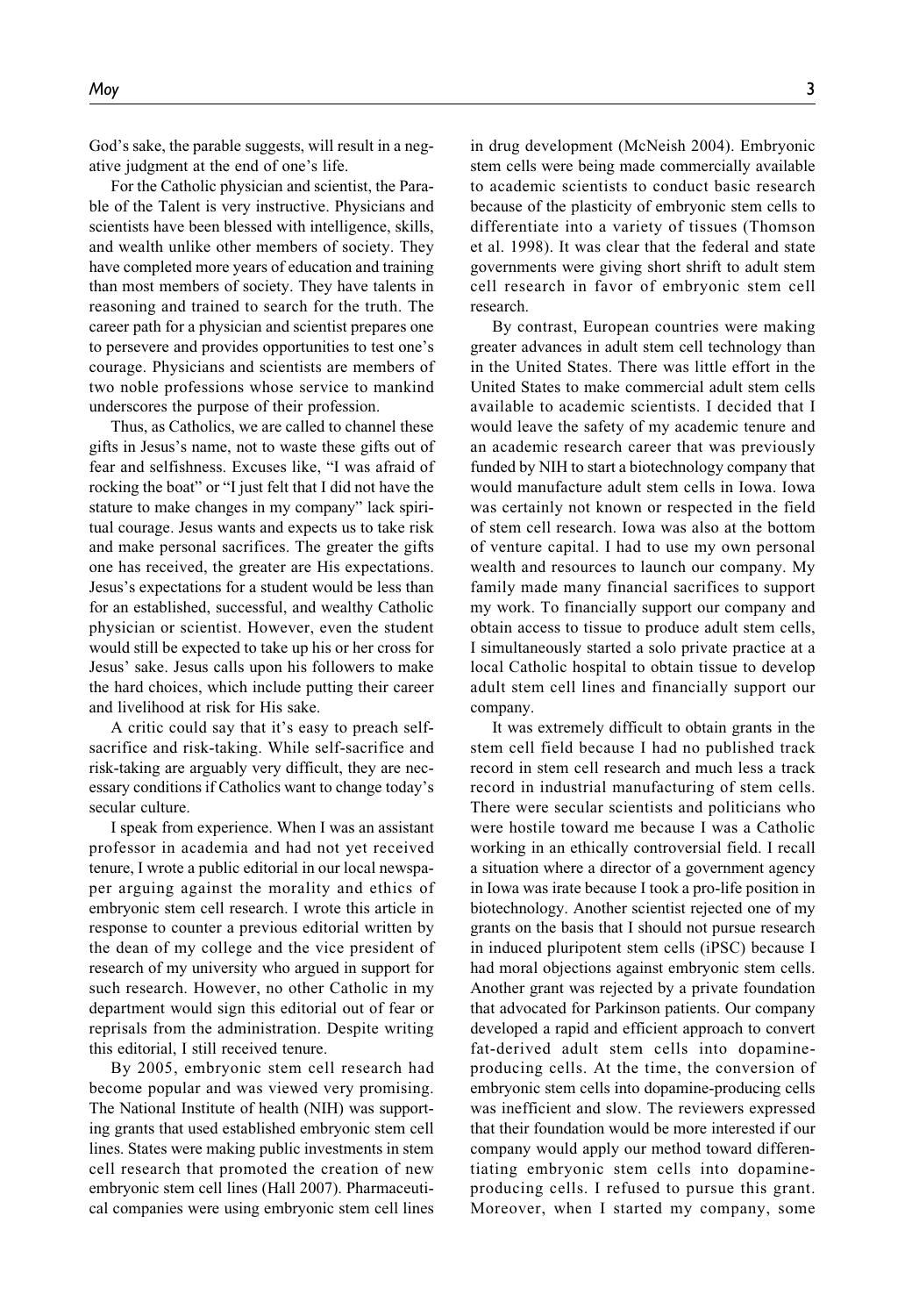God's sake, the parable suggests, will result in a negative judgment at the end of one's life.

For the Catholic physician and scientist, the Parable of the Talent is very instructive. Physicians and scientists have been blessed with intelligence, skills, and wealth unlike other members of society. They have completed more years of education and training than most members of society. They have talents in reasoning and trained to search for the truth. The career path for a physician and scientist prepares one to persevere and provides opportunities to test one's courage. Physicians and scientists are members of two noble professions whose service to mankind underscores the purpose of their profession.

Thus, as Catholics, we are called to channel these gifts in Jesus's name, not to waste these gifts out of fear and selfishness. Excuses like, "I was afraid of rocking the boat" or "I just felt that I did not have the stature to make changes in my company" lack spiritual courage. Jesus wants and expects us to take risk and make personal sacrifices. The greater the gifts one has received, the greater are His expectations. Jesus's expectations for a student would be less than for an established, successful, and wealthy Catholic physician or scientist. However, even the student would still be expected to take up his or her cross for Jesus' sake. Jesus calls upon his followers to make the hard choices, which include putting their career and livelihood at risk for His sake.

A critic could say that it's easy to preach self-sacrifice and risk-taking. While self-sacrifice and risk-taking are arguably very difficult, they are necessary conditions if Catholics want to change today's secular culture.

I speak from experience. When I was an assistant professor in academia and had not yet received tenure, I wrote a public editorial in our local newspaper arguing against the morality and ethics of embryonic stem cell research. I wrote this article in response to counter a previous editorial written by the dean of my college and the vice president of research of my university who argued in support for such research. However, no other Catholic in my department would sign this editorial out of fear or reprisals from the administration. Despite writing this editorial, I still received tenure.

By 2005, embryonic stem cell research had become popular and was viewed very promising. The National Institute of health (NIH) was supporting grants that used established embryonic stem cell lines. States were making public investments in stem cell research that promoted the creation of new embryonic stem cell lines (Hall 2007). Pharmaceutical companies were using embryonic stem cell lines in drug development (McNeish 2004). Embryonic stem cells were being made commercially available to academic scientists to conduct basic research because of the plasticity of embryonic stem cells to differentiate into a variety of tissues (Thomson et al. 1998). It was clear that the federal and state governments were giving short shrift to adult stem cell research in favor of embryonic stem cell research.

By contrast, European countries were making greater advances in adult stem cell technology than in the United States. There was little effort in the United States to make commercial adult stem cells available to academic scientists. I decided that I would leave the safety of my academic tenure and an academic research career that was previously funded by NIH to start a biotechnology company that would manufacture adult stem cells in Iowa. Iowa was certainly not known or respected in the field of stem cell research. Iowa was also at the bottom of venture capital. I had to use my own personal wealth and resources to launch our company. My family made many financial sacrifices to support my work. To financially support our company and obtain access to tissue to produce adult stem cells, I simultaneously started a solo private practice at a local Catholic hospital to obtain tissue to develop adult stem cell lines and financially support our company.

It was extremely difficult to obtain grants in the stem cell field because I had no published track record in stem cell research and much less a track record in industrial manufacturing of stem cells. There were secular scientists and politicians who were hostile toward me because I was a Catholic working in an ethically controversial field. I recall a situation where a director of a government agency in Iowa was irate because I took a pro-life position in biotechnology. Another scientist rejected one of my grants on the basis that I should not pursue research in induced pluripotent stem cells (iPSC) because I had moral objections against embryonic stem cells. Another grant was rejected by a private foundation that advocated for Parkinson patients. Our company developed a rapid and efficient approach to convert fat-derived adult stem cells into dopamine-producing cells. At the time, the conversion of embryonic stem cells into dopamine-producing cells was inefficient and slow. The reviewers expressed that their foundation would be more interested if our company would apply our method toward differentiating embryonic stem cells into dopamine-producing cells. I refused to pursue this grant. Moreover, when I started my company, some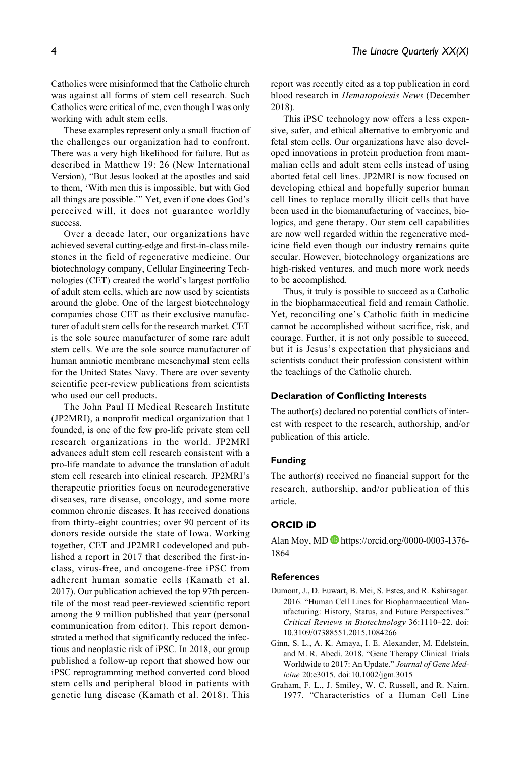Catholics were misinformed that the Catholic church was against all forms of stem cell research. Such Catholics were critical of me, even though I was only working with adult stem cells.

These examples represent only a small fraction of the challenges our organization had to confront. There was a very high likelihood for failure. But as described in Matthew 19: 26 (New International Version), "But Jesus looked at the apostles and said to them, 'With men this is impossible, but with God all things are possible.'" Yet, even if one does God's perceived will, it does not guarantee worldly success.

Over a decade later, our organizations have achieved several cutting-edge and first-in-class milestones in the field of regenerative medicine. Our biotechnology company, Cellular Engineering Technologies (CET) created the world's largest portfolio of adult stem cells, which are now used by scientists around the globe. One of the largest biotechnology companies chose CET as their exclusive manufacturer of adult stem cells for the research market. CET is the sole source manufacturer of some rare adult stem cells. We are the sole source manufacturer of human amniotic membrane mesenchymal stem cells for the United States Navy. There are over seventy scientific peer-review publications from scientists who used our cell products.

The John Paul II Medical Research Institute (JP2MRI), a nonprofit medical organization that I founded, is one of the few pro-life private stem cell research organizations in the world. JP2MRI advances adult stem cell research consistent with a pro-life mandate to advance the translation of adult stem cell research into clinical research. JP2MRI's therapeutic priorities focus on neurodegenerative diseases, rare disease, oncology, and some more common chronic diseases. It has received donations from thirty-eight countries; over 90 percent of its donors reside outside the state of Iowa. Working together, CET and JP2MRI codeveloped and published a report in 2017 that described the first-in-class, virus-free, and oncogene-free iPSC from adherent human somatic cells (Kamath et al. 2017). Our publication achieved the top 97th percentile of the most read peer-reviewed scientific report among the 9 million published that year (personal communication from editor). This report demonstrated a method that significantly reduced the infectious and neoplastic risk of iPSC. In 2018, our group published a follow-up report that showed how our iPSC reprogramming method converted cord blood stem cells and peripheral blood in patients with genetic lung disease (Kamath et al. 2018). This report was recently cited as a top publication in cord blood research in *Hematopoiesis News* (December 2018).

This iPSC technology now offers a less expensive, safer, and ethical alternative to embryonic and fetal stem cells. Our organizations have also developed innovations in protein production from mammalian cells and adult stem cells instead of using aborted fetal cell lines. JP2MRI is now focused on developing ethical and hopefully superior human cell lines to replace morally illicit cells that have been used in the biomanufacturing of vaccines, biologics, and gene therapy. Our stem cell capabilities are now well regarded within the regenerative medicine field even though our industry remains quite secular. However, biotechnology organizations are high-risked ventures, and much more work needs to be accomplished.

Thus, it truly is possible to succeed as a Catholic in the biopharmaceutical field and remain Catholic. Yet, reconciling one's Catholic faith in medicine cannot be accomplished without sacrifice, risk, and courage. Further, it is not only possible to succeed, but it is Jesus's expectation that physicians and scientists conduct their profession consistent within the teachings of the Catholic church.

### Declaration of Conflicting Interests

The author(s) declared no potential conflicts of interest with respect to the research, authorship, and/or publication of this article.

### Funding

The author(s) received no financial support for the research, authorship, and/or publication of this article.

### ORCID iD

Alan Moy, MD https://orcid.org/0000-0003-1376-1864

### References

Dumont, J., D. Euwart, B. Mei, S. Estes, and R. Kshirsagar. 2016. "Human Cell Lines for Biopharmaceutical Manufacturing: History, Status, and Future Perspectives." *Critical Reviews in Biotechnology* 36:1110–22. doi: 10.3109/07388551.2015.1084266

Ginn, S. L., A. K. Amaya, I. E. Alexander, M. Edelstein, and M. R. Abedi. 2018. "Gene Therapy Clinical Trials Worldwide to 2017: An Update." *Journal of Gene Medicine* 20:e3015. doi:10.1002/jgm.3015

Graham, F. L., J. Smiley, W. C. Russell, and R. Nairn. 1977. "Characteristics of a Human Cell Line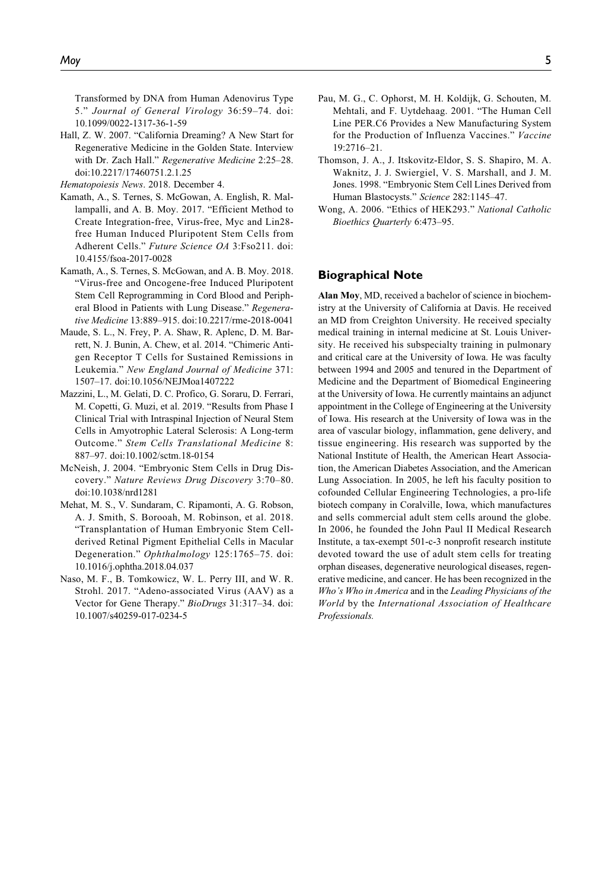Transformed by DNA from Human Adenovirus Type 5." *Journal of General Virology* 36:59–74. doi: 10.1099/0022-1317-36-1-59

Hall, Z. W. 2007. "California Dreaming? A New Start for Regenerative Medicine in the Golden State. Interview with Dr. Zach Hall." *Regenerative Medicine* 2:25–28. doi:10.2217/17460751.2.1.25

*Hematopoiesis News*. 2018. December 4.

Kamath, A., S. Ternes, S. McGowan, A. English, R. Mallampalli, and A. B. Moy. 2017. "Efficient Method to Create Integration-free, Virus-free, Myc and Lin28-free Human Induced Pluripotent Stem Cells from Adherent Cells." *Future Science OA* 3:Fso211. doi: 10.4155/fsoa-2017-0028

Kamath, A., S. Ternes, S. McGowan, and A. B. Moy. 2018. "Virus-free and Oncogene-free Induced Pluripotent Stem Cell Reprogramming in Cord Blood and Peripheral Blood in Patients with Lung Disease." *Regenerative Medicine* 13:889–915. doi:10.2217/rme-2018-0041

Maude, S. L., N. Frey, P. A. Shaw, R. Aplenc, D. M. Barrett, N. J. Bunin, A. Chew, et al. 2014. "Chimeric Antigen Receptor T Cells for Sustained Remissions in Leukemia." *New England Journal of Medicine* 371: 1507–17. doi:10.1056/NEJMoa1407222

Mazzini, L., M. Gelati, D. C. Profico, G. Soraru, D. Ferrari, M. Copetti, G. Muzi, et al. 2019. "Results from Phase I Clinical Trial with Intraspinal Injection of Neural Stem Cells in Amyotrophic Lateral Sclerosis: A Long-term Outcome." *Stem Cells Translational Medicine* 8: 887–97. doi:10.1002/sctm.18-0154

McNeish, J. 2004. "Embryonic Stem Cells in Drug Discovery." *Nature Reviews Drug Discovery* 3:70–80. doi:10.1038/nrd1281

Mehat, M. S., V. Sundaram, C. Ripamonti, A. G. Robson, A. J. Smith, S. Borooah, M. Robinson, et al. 2018. "Transplantation of Human Embryonic Stem Cell-derived Retinal Pigment Epithelial Cells in Macular Degeneration." *Ophthalmology* 125:1765–75. doi: 10.1016/j.ophtha.2018.04.037

Naso, M. F., B. Tomkowicz, W. L. Perry III, and W. R. Strohl. 2017. "Adeno-associated Virus (AAV) as a Vector for Gene Therapy." *BioDrugs* 31:317–34. doi: 10.1007/s40259-017-0234-5

Pau, M. G., C. Ophorst, M. H. Koldijk, G. Schouten, M. Mehtali, and F. Uytdehaag. 2001. "The Human Cell Line PER.C6 Provides a New Manufacturing System for the Production of Influenza Vaccines." *Vaccine* 19:2716–21.

Thomson, J. A., J. Itskovitz-Eldor, S. S. Shapiro, M. A. Waknitz, J. J. Swiergiel, V. S. Marshall, and J. M. Jones. 1998. "Embryonic Stem Cell Lines Derived from Human Blastocysts." *Science* 282:1145–47.

Wong, A. 2006. "Ethics of HEK293." *National Catholic Bioethics Quarterly* 6:473–95.

## Biographical Note

**Alan Moy**, MD, received a bachelor of science in biochemistry at the University of California at Davis. He received an MD from Creighton University. He received specialty medical training in internal medicine at St. Louis University. He received his subspecialty training in pulmonary and critical care at the University of Iowa. He was faculty between 1994 and 2005 and tenured in the Department of Medicine and the Department of Biomedical Engineering at the University of Iowa. He currently maintains an adjunct appointment in the College of Engineering at the University of Iowa. His research at the University of Iowa was in the area of vascular biology, inflammation, gene delivery, and tissue engineering. His research was supported by the National Institute of Health, the American Heart Association, the American Diabetes Association, and the American Lung Association. In 2005, he left his faculty position to cofounded Cellular Engineering Technologies, a pro-life biotech company in Coralville, Iowa, which manufactures and sells commercial adult stem cells around the globe. In 2006, he founded the John Paul II Medical Research Institute, a tax-exempt 501-c-3 nonprofit research institute devoted toward the use of adult stem cells for treating orphan diseases, degenerative neurological diseases, regenerative medicine, and cancer. He has been recognized in the *Who's Who in America* and in the *Leading Physicians of the World* by the *International Association of Healthcare Professionals.*